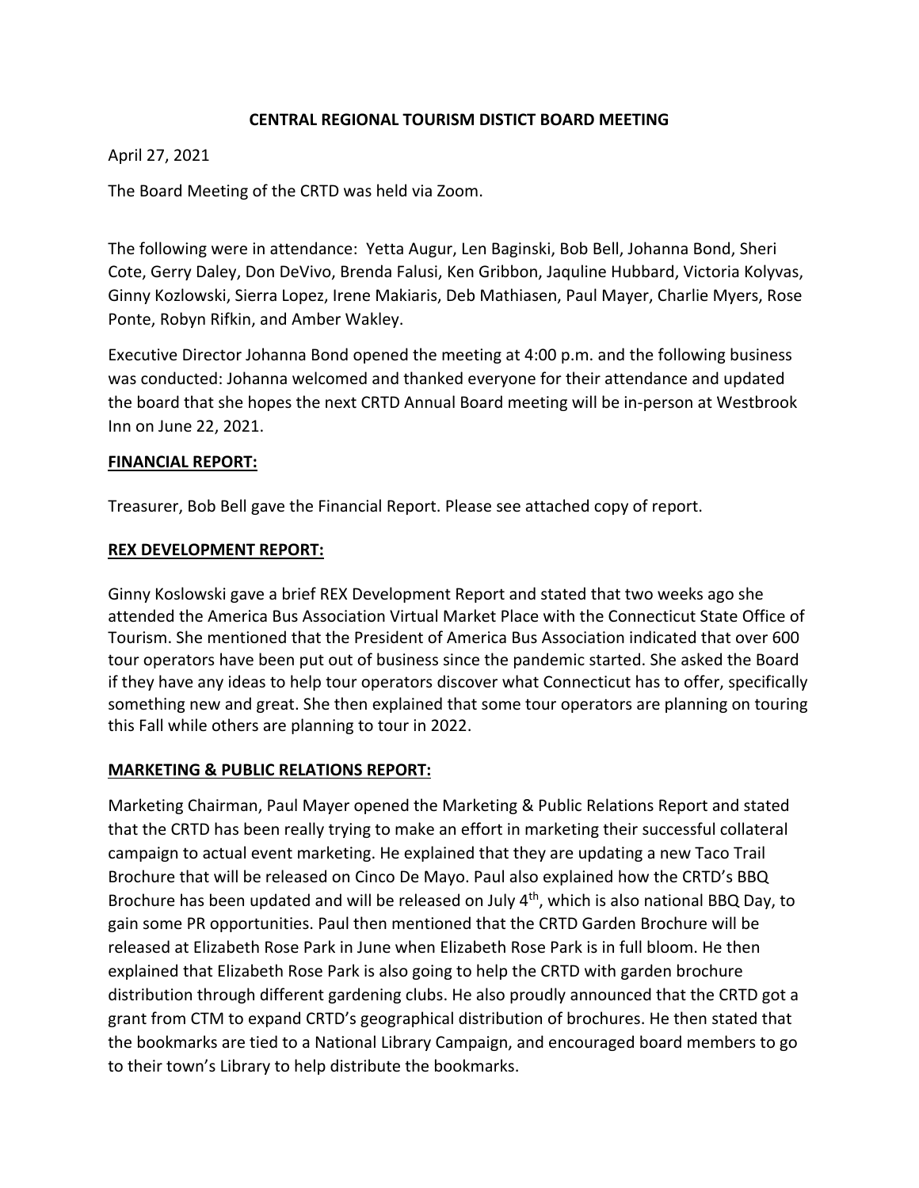# CENTRAL REGIONAL TOURISM DISTICT BOARD MEETING

April 27, 2021

The Board Meeting of the CRTD was held via Zoom.

The following were in attendance: Yetta Augur, Len Baginski, Bob Bell, Johanna Bond, Sheri Cote, Gerry Daley, Don DeVivo, Brenda Falusi, Ken Gribbon, Jaquline Hubbard, Victoria Kolyvas, Ginny Kozlowski, Sierra Lopez, Irene Makiaris, Deb Mathiasen, Paul Mayer, Charlie Myers, Rose Ponte, Robyn Rifkin, and Amber Wakley.

Executive Director Johanna Bond opened the meeting at 4:00 p.m. and the following business was conducted: Johanna welcomed and thanked everyone for their attendance and updated the board that she hopes the next CRTD Annual Board meeting will be in-person at Westbrook Inn on June 22, 2021.

## FINANCIAL REPORT:

Treasurer, Bob Bell gave the Financial Report. Please see attached copy of report.

## REX DEVELOPMENT REPORT:

Ginny Koslowski gave a brief REX Development Report and stated that two weeks ago she attended the America Bus Association Virtual Market Place with the Connecticut State Office of Tourism. She mentioned that the President of America Bus Association indicated that over 600 tour operators have been put out of business since the pandemic started. She asked the Board if they have any ideas to help tour operators discover what Connecticut has to offer, specifically something new and great. She then explained that some tour operators are planning on touring this Fall while others are planning to tour in 2022.

## MARKETING & PUBLIC RELATIONS REPORT:

Marketing Chairman, Paul Mayer opened the Marketing & Public Relations Report and stated that the CRTD has been really trying to make an effort in marketing their successful collateral campaign to actual event marketing. He explained that they are updating a new Taco Trail Brochure that will be released on Cinco De Mayo. Paul also explained how the CRTD's BBQ Brochure has been updated and will be released on July 4th, which is also national BBQ Day, to gain some PR opportunities. Paul then mentioned that the CRTD Garden Brochure will be released at Elizabeth Rose Park in June when Elizabeth Rose Park is in full bloom. He then explained that Elizabeth Rose Park is also going to help the CRTD with garden brochure distribution through different gardening clubs. He also proudly announced that the CRTD got a grant from CTM to expand CRTD's geographical distribution of brochures. He then stated that the bookmarks are tied to a National Library Campaign, and encouraged board members to go to their town's Library to help distribute the bookmarks.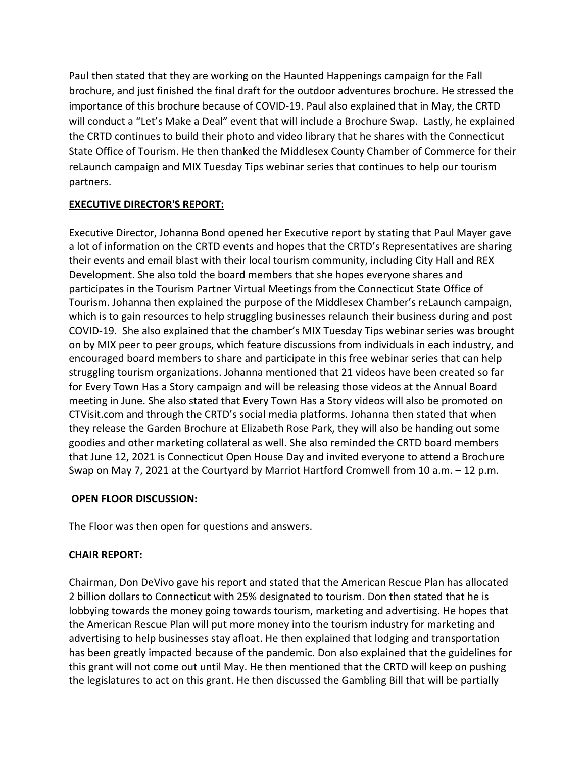Paul then stated that they are working on the Haunted Happenings campaign for the Fall brochure, and just finished the final draft for the outdoor adventures brochure. He stressed the importance of this brochure because of COVID-19. Paul also explained that in May, the CRTD will conduct a "Let's Make a Deal" event that will include a Brochure Swap. Lastly, he explained the CRTD continues to build their photo and video library that he shares with the Connecticut State Office of Tourism. He then thanked the Middlesex County Chamber of Commerce for their reLaunch campaign and MIX Tuesday Tips webinar series that continues to help our tourism partners.

**EXECUTIVE DIRECTOR'S REPORT:**

Executive Director, Johanna Bond opened her Executive report by stating that Paul Mayer gave a lot of information on the CRTD events and hopes that the CRTD's Representatives are sharing their events and email blast with their local tourism community, including City Hall and REX Development. She also told the board members that she hopes everyone shares and participates in the Tourism Partner Virtual Meetings from the Connecticut State Office of Tourism. Johanna then explained the purpose of the Middlesex Chamber's reLaunch campaign, which is to gain resources to help struggling businesses relaunch their business during and post COVID-19. She also explained that the chamber's MIX Tuesday Tips webinar series was brought on by MIX peer to peer groups, which feature discussions from individuals in each industry, and encouraged board members to share and participate in this free webinar series that can help struggling tourism organizations. Johanna mentioned that 21 videos have been created so far for Every Town Has a Story campaign and will be releasing those videos at the Annual Board meeting in June. She also stated that Every Town Has a Story videos will also be promoted on CTVisit.com and through the CRTD's social media platforms. Johanna then stated that when they release the Garden Brochure at Elizabeth Rose Park, they will also be handing out some goodies and other marketing collateral as well. She also reminded the CRTD board members that June 12, 2021 is Connecticut Open House Day and invited everyone to attend a Brochure Swap on May 7, 2021 at the Courtyard by Marriot Hartford Cromwell from 10 a.m. – 12 p.m.

**OPEN FLOOR DISCUSSION:**

The Floor was then open for questions and answers.

**CHAIR REPORT:**

Chairman, Don DeVivo gave his report and stated that the American Rescue Plan has allocated 2 billion dollars to Connecticut with 25% designated to tourism. Don then stated that he is lobbying towards the money going towards tourism, marketing and advertising. He hopes that the American Rescue Plan will put more money into the tourism industry for marketing and advertising to help businesses stay afloat. He then explained that lodging and transportation has been greatly impacted because of the pandemic. Don also explained that the guidelines for this grant will not come out until May. He then mentioned that the CRTD will keep on pushing the legislatures to act on this grant. He then discussed the Gambling Bill that will be partially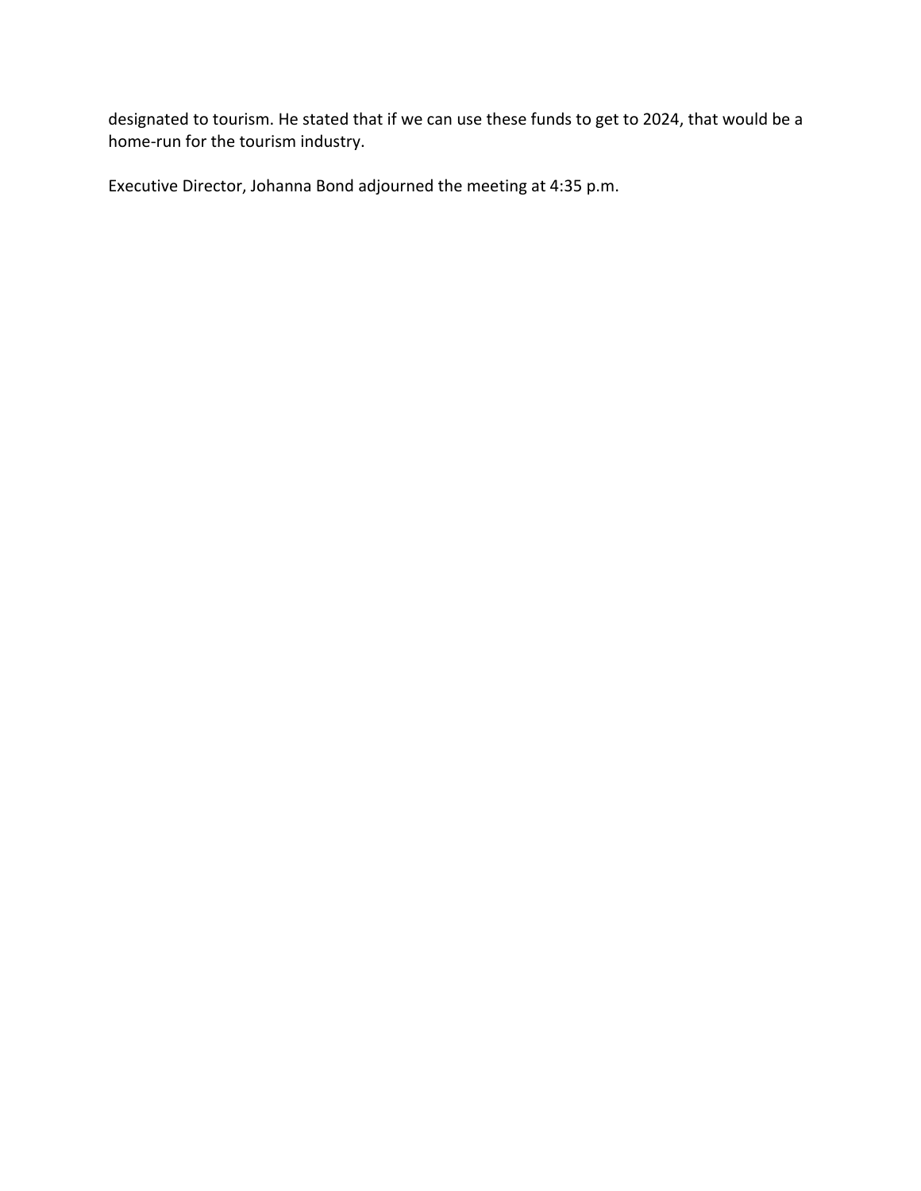designated to tourism. He stated that if we can use these funds to get to 2024, that would be a home-run for the tourism industry.

Executive Director, Johanna Bond adjourned the meeting at 4:35 p.m.